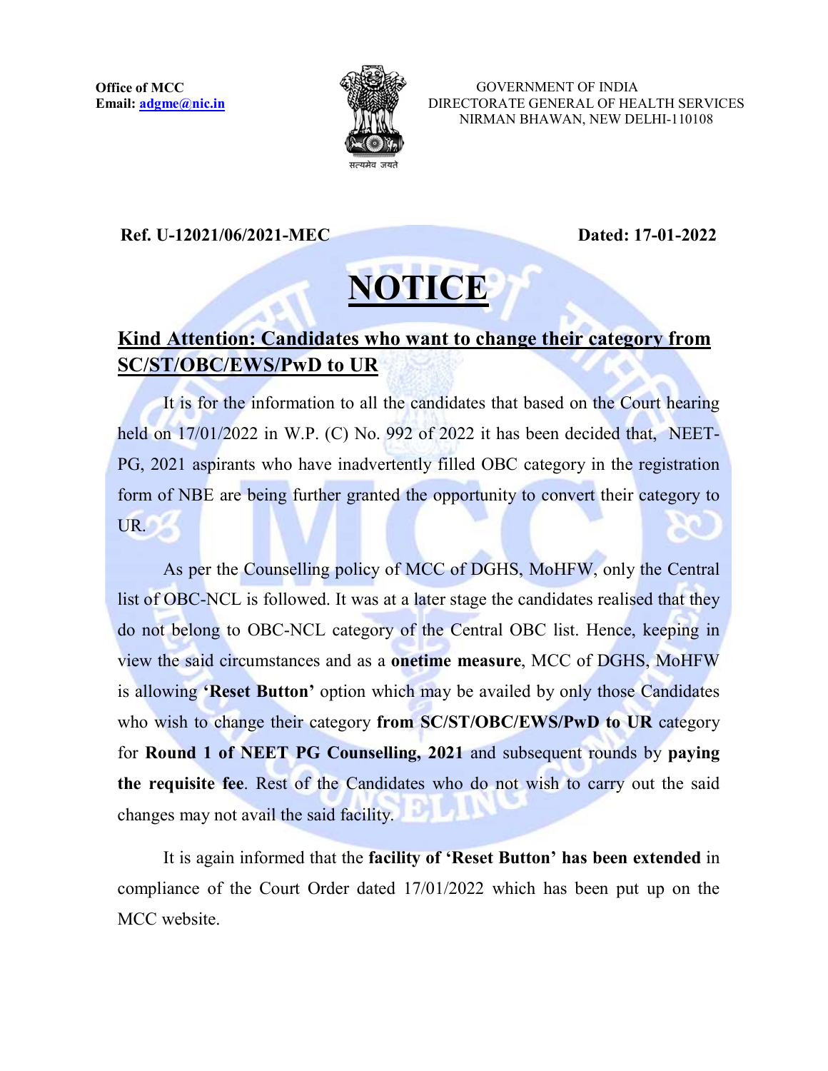**Office of MCC**
**Email: adgme@nic.in**

GOVERNMENT OF INDIA
DIRECTORATE GENERAL OF HEALTH SERVICES
NIRMAN BHAWAN, NEW DELHI-110108

सत्यमेव जयते

**Ref. U-12021/06/2021-MEC** **Dated: 17-01-2022**

# NOTICE

## Kind Attention: Candidates who want to change their category from SC/ST/OBC/EWS/PwD to UR

It is for the information to all the candidates that based on the Court hearing held on 17/01/2022 in W.P. (C) No. 992 of 2022 it has been decided that, NEET-PG, 2021 aspirants who have inadvertently filled OBC category in the registration form of NBE are being further granted the opportunity to convert their category to UR.

As per the Counselling policy of MCC of DGHS, MoHFW, only the Central list of OBC-NCL is followed. It was at a later stage the candidates realised that they do not belong to OBC-NCL category of the Central OBC list. Hence, keeping in view the said circumstances and as a **onetime measure**, MCC of DGHS, MoHFW is allowing **'Reset Button'** option which may be availed by only those Candidates who wish to change their category **from SC/ST/OBC/EWS/PwD to UR** category for **Round 1 of NEET PG Counselling, 2021** and subsequent rounds by **paying the requisite fee**. Rest of the Candidates who do not wish to carry out the said changes may not avail the said facility.

It is again informed that the **facility of 'Reset Button' has been extended** in compliance of the Court Order dated 17/01/2022 which has been put up on the MCC website.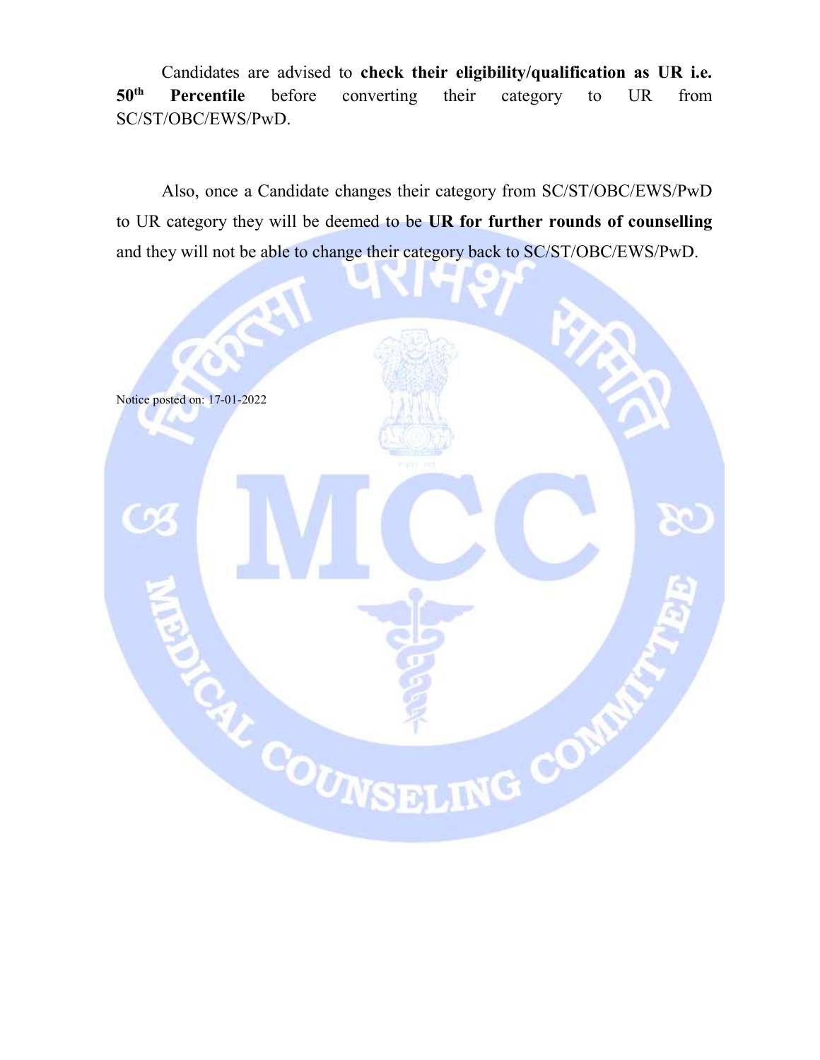Candidates are advised to **check their eligibility/qualification as UR i.e. 50th Percentile** before converting their category to UR from SC/ST/OBC/EWS/PwD.

Also, once a Candidate changes their category from SC/ST/OBC/EWS/PwD to UR category they will be deemed to be **UR for further rounds of counselling** and they will not be able to change their category back to SC/ST/OBC/EWS/PwD.

Notice posted on: 17-01-2022